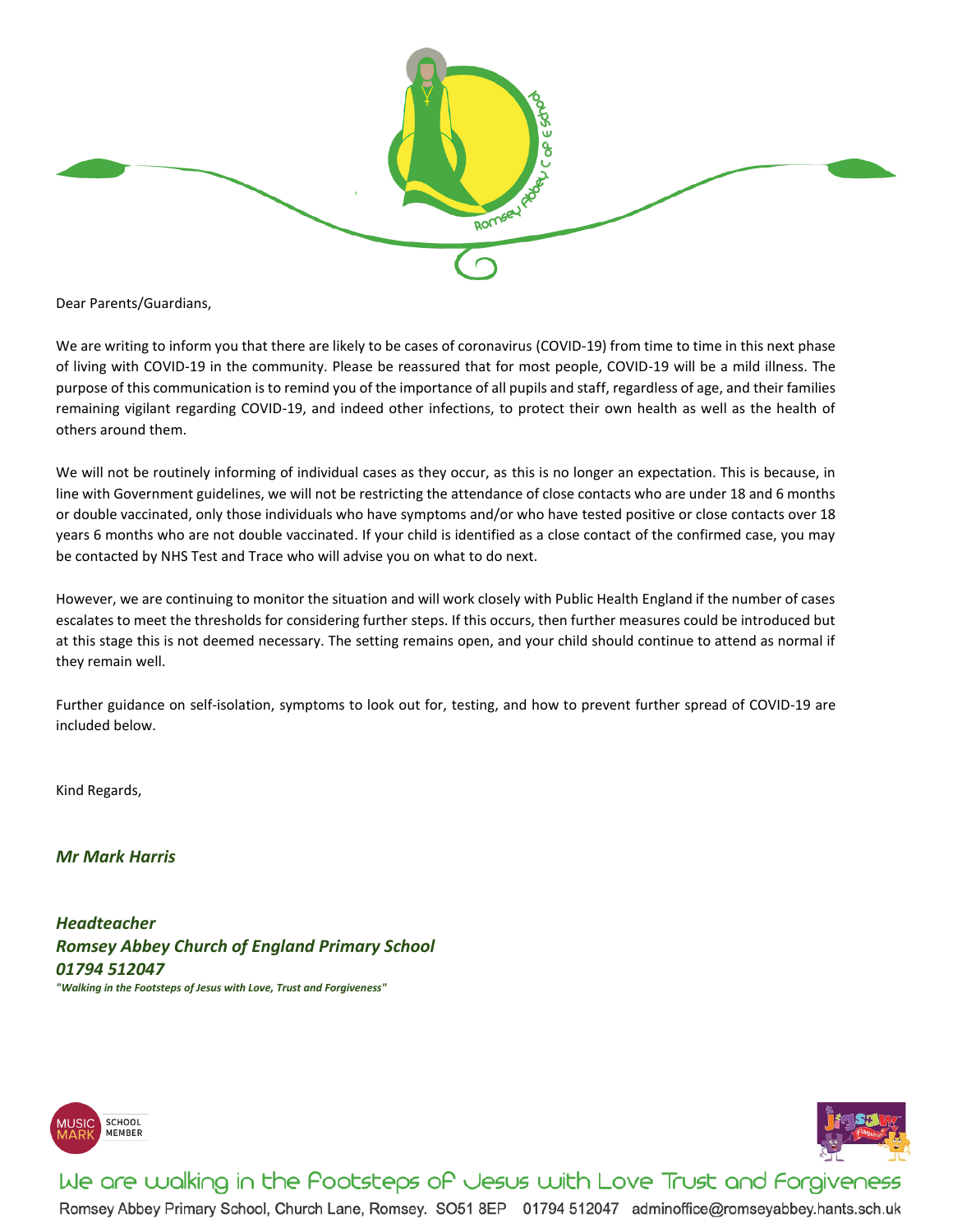Dear Parents/Guardians,

We are writing to inform you that there are likely to be cases of coronavirus (COVID-19) from time to time in this next phase of living with COVID-19 in the community. Please be reassured that for most people, COVID-19 will be a mild illness. The purpose of this communication is to remind you of the importance of all pupils and staff, regardless of age, and their families remaining vigilant regarding COVID-19, and indeed other infections, to protect their own health as well as the health of others around them.

We will not be routinely informing of individual cases as they occur, as this is no longer an expectation. This is because, in line with Government guidelines, we will not be restricting the attendance of close contacts who are under 18 and 6 months or double vaccinated, only those individuals who have symptoms and/or who have tested positive or close contacts over 18 years 6 months who are not double vaccinated. If your child is identified as a close contact of the confirmed case, you may be contacted by NHS Test and Trace who will advise you on what to do next.

However, we are continuing to monitor the situation and will work closely with Public Health England if the number of cases escalates to meet the thresholds for considering further steps. If this occurs, then further measures could be introduced but at this stage this is not deemed necessary. The setting remains open, and your child should continue to attend as normal if they remain well.

Further guidance on self-isolation, symptoms to look out for, testing, and how to prevent further spread of COVID-19 are included below.

Kind Regards,

***Mr Mark Harris***

***Headteacher***
***Romsey Abbey Church of England Primary School***
***01794 512047***
***"Walking in the Footsteps of Jesus with Love, Trust and Forgiveness"***

We are walking in the Footsteps of Jesus with Love Trust and Forgiveness

Romsey Abbey Primary School, Church Lane, Romsey. SO51 8EP 01794 512047 adminoffice@romseyabbey.hants.sch.uk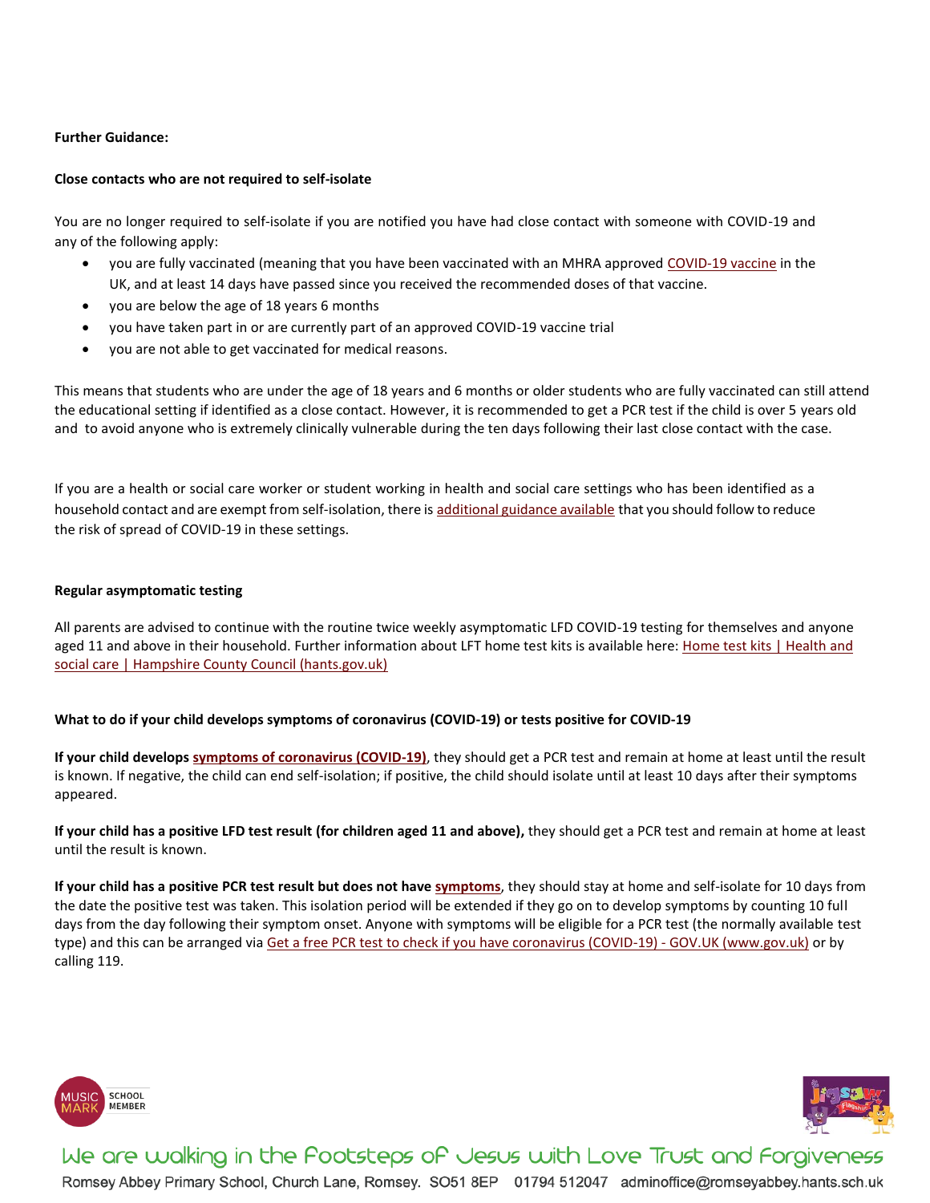**Further Guidance:**

**Close contacts who are not required to self-isolate**

You are no longer required to self-isolate if you are notified you have had close contact with someone with COVID-19 and any of the following apply:

- you are fully vaccinated (meaning that you have been vaccinated with an MHRA approved COVID-19 vaccine in the UK, and at least 14 days have passed since you received the recommended doses of that vaccine.
- you are below the age of 18 years 6 months
- you have taken part in or are currently part of an approved COVID-19 vaccine trial
- you are not able to get vaccinated for medical reasons.

This means that students who are under the age of 18 years and 6 months or older students who are fully vaccinated can still attend the educational setting if identified as a close contact. However, it is recommended to get a PCR test if the child is over 5 years old and to avoid anyone who is extremely clinically vulnerable during the ten days following their last close contact with the case.

If you are a health or social care worker or student working in health and social care settings who has been identified as a household contact and are exempt from self-isolation, there is additional guidance available that you should follow to reduce the risk of spread of COVID-19 in these settings.

**Regular asymptomatic testing**

All parents are advised to continue with the routine twice weekly asymptomatic LFD COVID-19 testing for themselves and anyone aged 11 and above in their household. Further information about LFT home test kits is available here: Home test kits | Health and social care | Hampshire County Council (hants.gov.uk)

**What to do if your child develops symptoms of coronavirus (COVID-19) or tests positive for COVID-19**

**If your child develops symptoms of coronavirus (COVID-19)**, they should get a PCR test and remain at home at least until the result is known. If negative, the child can end self-isolation; if positive, the child should isolate until at least 10 days after their symptoms appeared.

**If your child has a positive LFD test result (for children aged 11 and above),** they should get a PCR test and remain at home at least until the result is known.

**If your child has a positive PCR test result but does not have symptoms**, they should stay at home and self-isolate for 10 days from the date the positive test was taken. This isolation period will be extended if they go on to develop symptoms by counting 10 full days from the day following their symptom onset. Anyone with symptoms will be eligible for a PCR test (the normally available test type) and this can be arranged via Get a free PCR test to check if you have coronavirus (COVID-19) - GOV.UK (www.gov.uk) or by calling 119.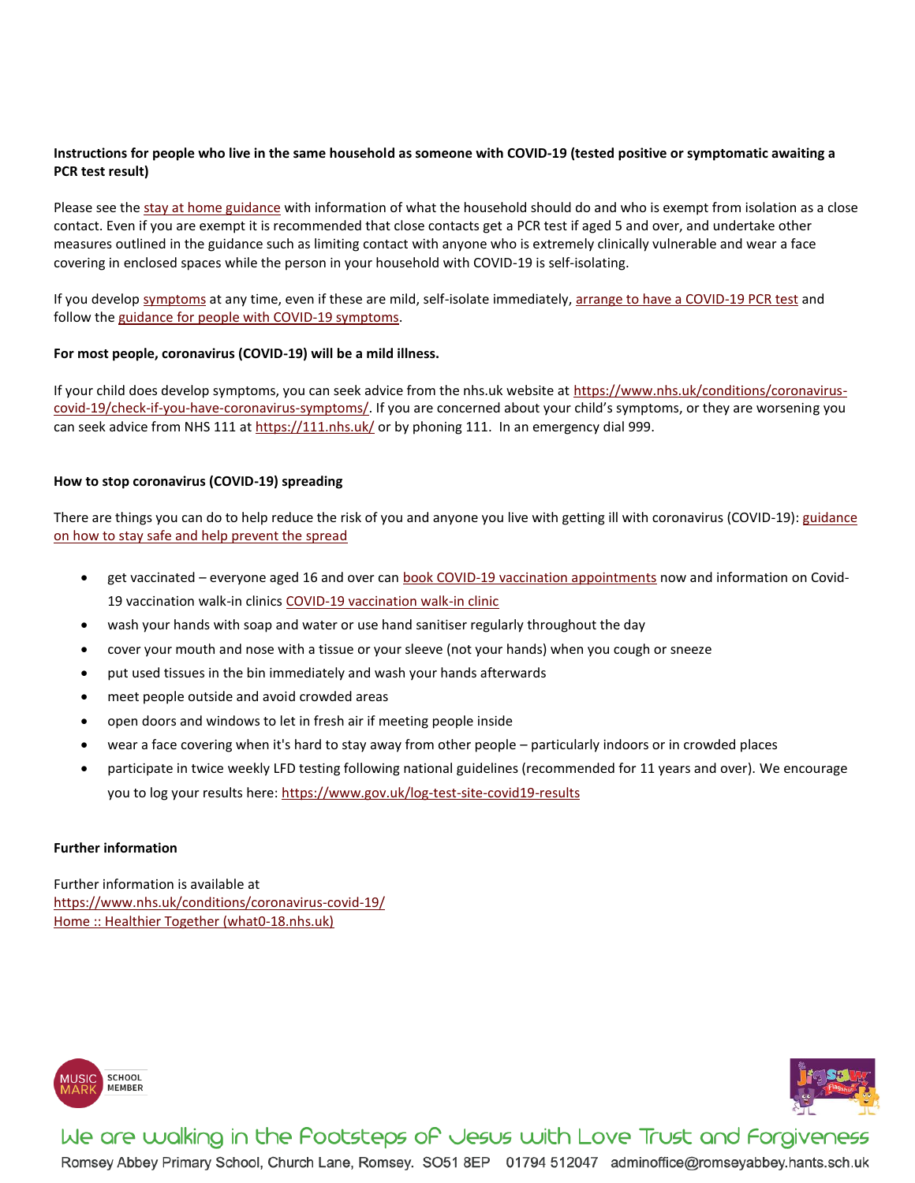**Instructions for people who live in the same household as someone with COVID-19 (tested positive or symptomatic awaiting a PCR test result)**

Please see the stay at home guidance with information of what the household should do and who is exempt from isolation as a close contact. Even if you are exempt it is recommended that close contacts get a PCR test if aged 5 and over, and undertake other measures outlined in the guidance such as limiting contact with anyone who is extremely clinically vulnerable and wear a face covering in enclosed spaces while the person in your household with COVID-19 is self-isolating.

If you develop symptoms at any time, even if these are mild, self-isolate immediately, arrange to have a COVID-19 PCR test and follow the guidance for people with COVID-19 symptoms.

**For most people, coronavirus (COVID-19) will be a mild illness.**

If your child does develop symptoms, you can seek advice from the nhs.uk website at https://www.nhs.uk/conditions/coronavirus-covid-19/check-if-you-have-coronavirus-symptoms/. If you are concerned about your child's symptoms, or they are worsening you can seek advice from NHS 111 at https://111.nhs.uk/ or by phoning 111. In an emergency dial 999.

**How to stop coronavirus (COVID-19) spreading**

There are things you can do to help reduce the risk of you and anyone you live with getting ill with coronavirus (COVID-19): guidance on how to stay safe and help prevent the spread

- get vaccinated – everyone aged 16 and over can book COVID-19 vaccination appointments now and information on Covid-19 vaccination walk-in clinics COVID-19 vaccination walk-in clinic
- wash your hands with soap and water or use hand sanitiser regularly throughout the day
- cover your mouth and nose with a tissue or your sleeve (not your hands) when you cough or sneeze
- put used tissues in the bin immediately and wash your hands afterwards
- meet people outside and avoid crowded areas
- open doors and windows to let in fresh air if meeting people inside
- wear a face covering when it's hard to stay away from other people – particularly indoors or in crowded places
- participate in twice weekly LFD testing following national guidelines (recommended for 11 years and over). We encourage you to log your results here: https://www.gov.uk/log-test-site-covid19-results

**Further information**

Further information is available at
https://www.nhs.uk/conditions/coronavirus-covid-19/
Home :: Healthier Together (what0-18.nhs.uk)

We are walking in the Footsteps of Jesus with Love Trust and Forgiveness

Romsey Abbey Primary School, Church Lane, Romsey. SO51 8EP 01794 512047 adminoffice@romseyabbey.hants.sch.uk